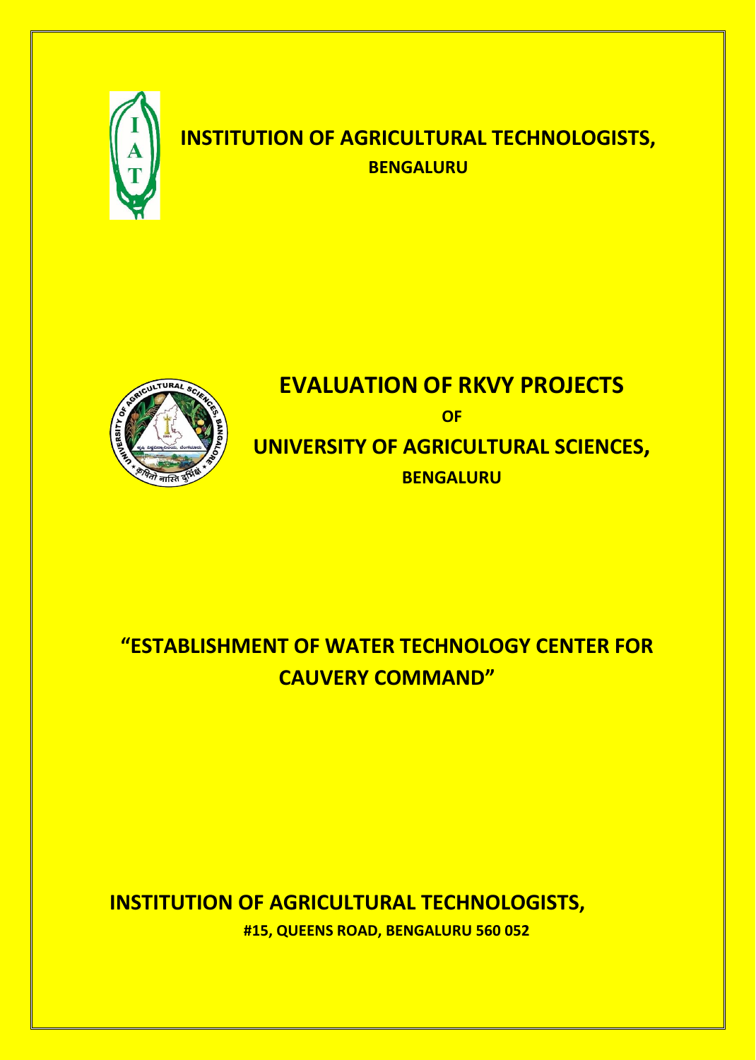# INSTITUTION OF AGRICULTURAL TECHNOLOGISTS,

**BENGALURU**

# EVALUATION OF RKVY PROJECTS

**OF**

## UNIVERSITY OF AGRICULTURAL SCIENCES,

**BENGALURU**

# "ESTABLISHMENT OF WATER TECHNOLOGY CENTER FOR CAUVERY COMMAND"

**INSTITUTION OF AGRICULTURAL TECHNOLOGISTS,**

**#15, QUEENS ROAD, BENGALURU 560 052**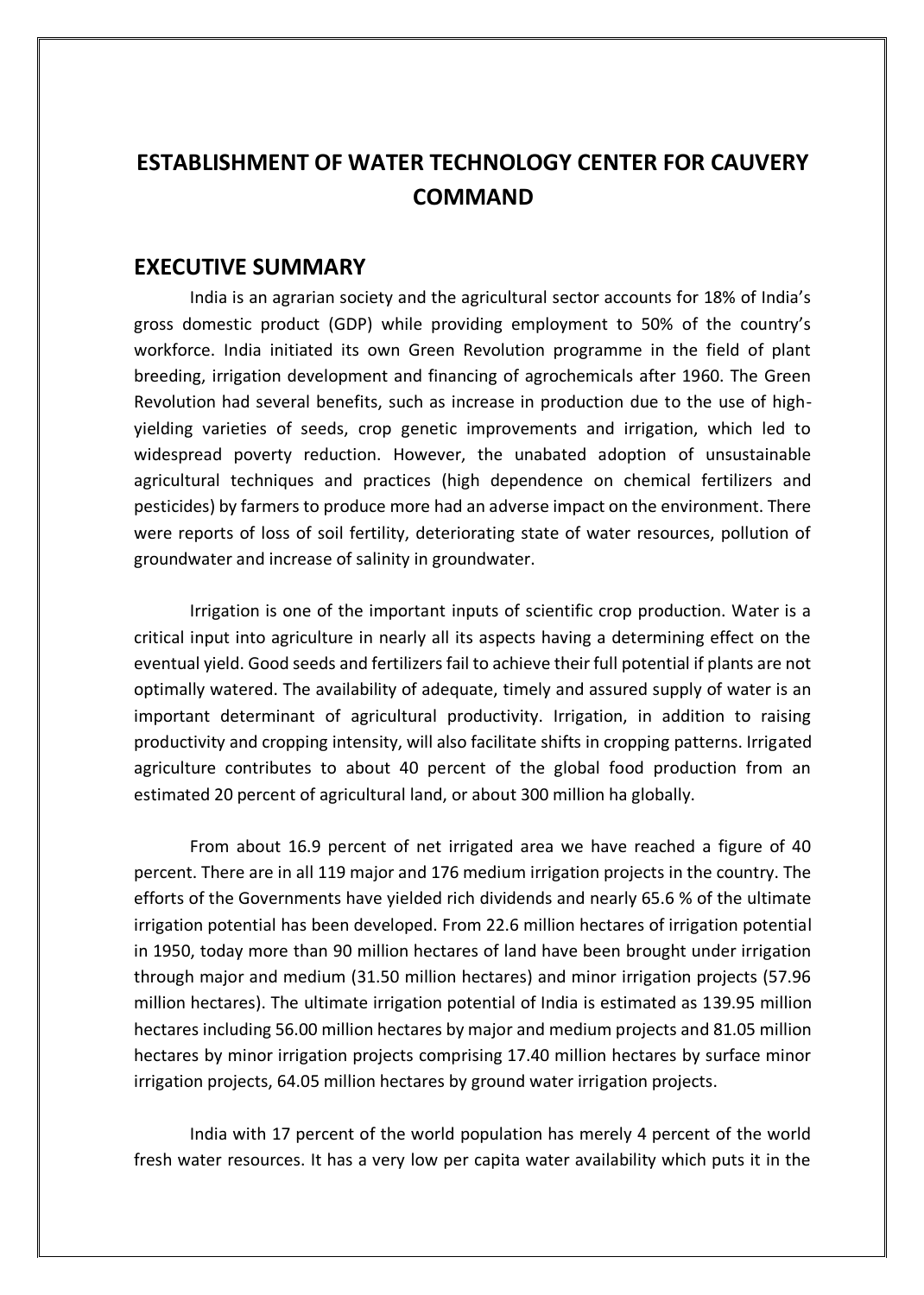# ESTABLISHMENT OF WATER TECHNOLOGY CENTER FOR CAUVERY COMMAND

## EXECUTIVE SUMMARY

India is an agrarian society and the agricultural sector accounts for 18% of India's gross domestic product (GDP) while providing employment to 50% of the country's workforce. India initiated its own Green Revolution programme in the field of plant breeding, irrigation development and financing of agrochemicals after 1960. The Green Revolution had several benefits, such as increase in production due to the use of high-yielding varieties of seeds, crop genetic improvements and irrigation, which led to widespread poverty reduction. However, the unabated adoption of unsustainable agricultural techniques and practices (high dependence on chemical fertilizers and pesticides) by farmers to produce more had an adverse impact on the environment. There were reports of loss of soil fertility, deteriorating state of water resources, pollution of groundwater and increase of salinity in groundwater.

Irrigation is one of the important inputs of scientific crop production. Water is a critical input into agriculture in nearly all its aspects having a determining effect on the eventual yield. Good seeds and fertilizers fail to achieve their full potential if plants are not optimally watered. The availability of adequate, timely and assured supply of water is an important determinant of agricultural productivity. Irrigation, in addition to raising productivity and cropping intensity, will also facilitate shifts in cropping patterns. Irrigated agriculture contributes to about 40 percent of the global food production from an estimated 20 percent of agricultural land, or about 300 million ha globally.

From about 16.9 percent of net irrigated area we have reached a figure of 40 percent. There are in all 119 major and 176 medium irrigation projects in the country. The efforts of the Governments have yielded rich dividends and nearly 65.6 % of the ultimate irrigation potential has been developed. From 22.6 million hectares of irrigation potential in 1950, today more than 90 million hectares of land have been brought under irrigation through major and medium (31.50 million hectares) and minor irrigation projects (57.96 million hectares). The ultimate irrigation potential of India is estimated as 139.95 million hectares including 56.00 million hectares by major and medium projects and 81.05 million hectares by minor irrigation projects comprising 17.40 million hectares by surface minor irrigation projects, 64.05 million hectares by ground water irrigation projects.

India with 17 percent of the world population has merely 4 percent of the world fresh water resources. It has a very low per capita water availability which puts it in the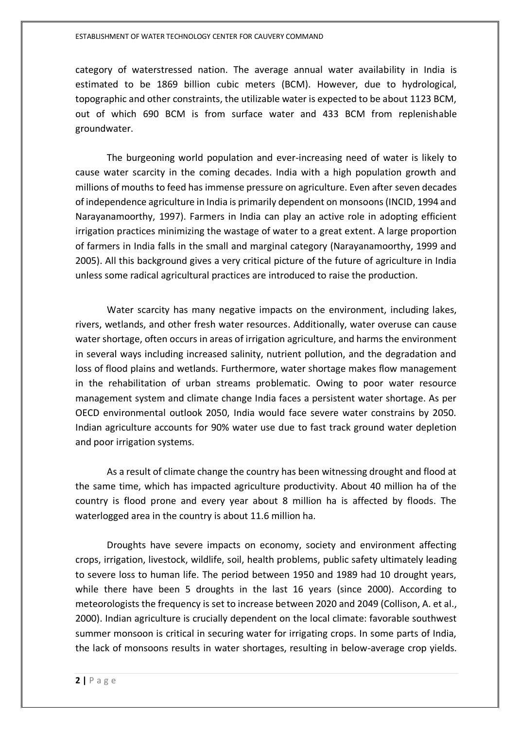category of waterstressed nation. The average annual water availability in India is estimated to be 1869 billion cubic meters (BCM). However, due to hydrological, topographic and other constraints, the utilizable water is expected to be about 1123 BCM, out of which 690 BCM is from surface water and 433 BCM from replenishable groundwater.

The burgeoning world population and ever-increasing need of water is likely to cause water scarcity in the coming decades. India with a high population growth and millions of mouths to feed has immense pressure on agriculture. Even after seven decades of independence agriculture in India is primarily dependent on monsoons (INCID, 1994 and Narayanamoorthy, 1997). Farmers in India can play an active role in adopting efficient irrigation practices minimizing the wastage of water to a great extent. A large proportion of farmers in India falls in the small and marginal category (Narayanamoorthy, 1999 and 2005). All this background gives a very critical picture of the future of agriculture in India unless some radical agricultural practices are introduced to raise the production.

Water scarcity has many negative impacts on the environment, including lakes, rivers, wetlands, and other fresh water resources. Additionally, water overuse can cause water shortage, often occurs in areas of irrigation agriculture, and harms the environment in several ways including increased salinity, nutrient pollution, and the degradation and loss of flood plains and wetlands. Furthermore, water shortage makes flow management in the rehabilitation of urban streams problematic. Owing to poor water resource management system and climate change India faces a persistent water shortage. As per OECD environmental outlook 2050, India would face severe water constrains by 2050. Indian agriculture accounts for 90% water use due to fast track ground water depletion and poor irrigation systems.

As a result of climate change the country has been witnessing drought and flood at the same time, which has impacted agriculture productivity. About 40 million ha of the country is flood prone and every year about 8 million ha is affected by floods. The waterlogged area in the country is about 11.6 million ha.

Droughts have severe impacts on economy, society and environment affecting crops, irrigation, livestock, wildlife, soil, health problems, public safety ultimately leading to severe loss to human life. The period between 1950 and 1989 had 10 drought years, while there have been 5 droughts in the last 16 years (since 2000). According to meteorologists the frequency is set to increase between 2020 and 2049 (Collison, A. et al., 2000). Indian agriculture is crucially dependent on the local climate: favorable southwest summer monsoon is critical in securing water for irrigating crops. In some parts of India, the lack of monsoons results in water shortages, resulting in below-average crop yields.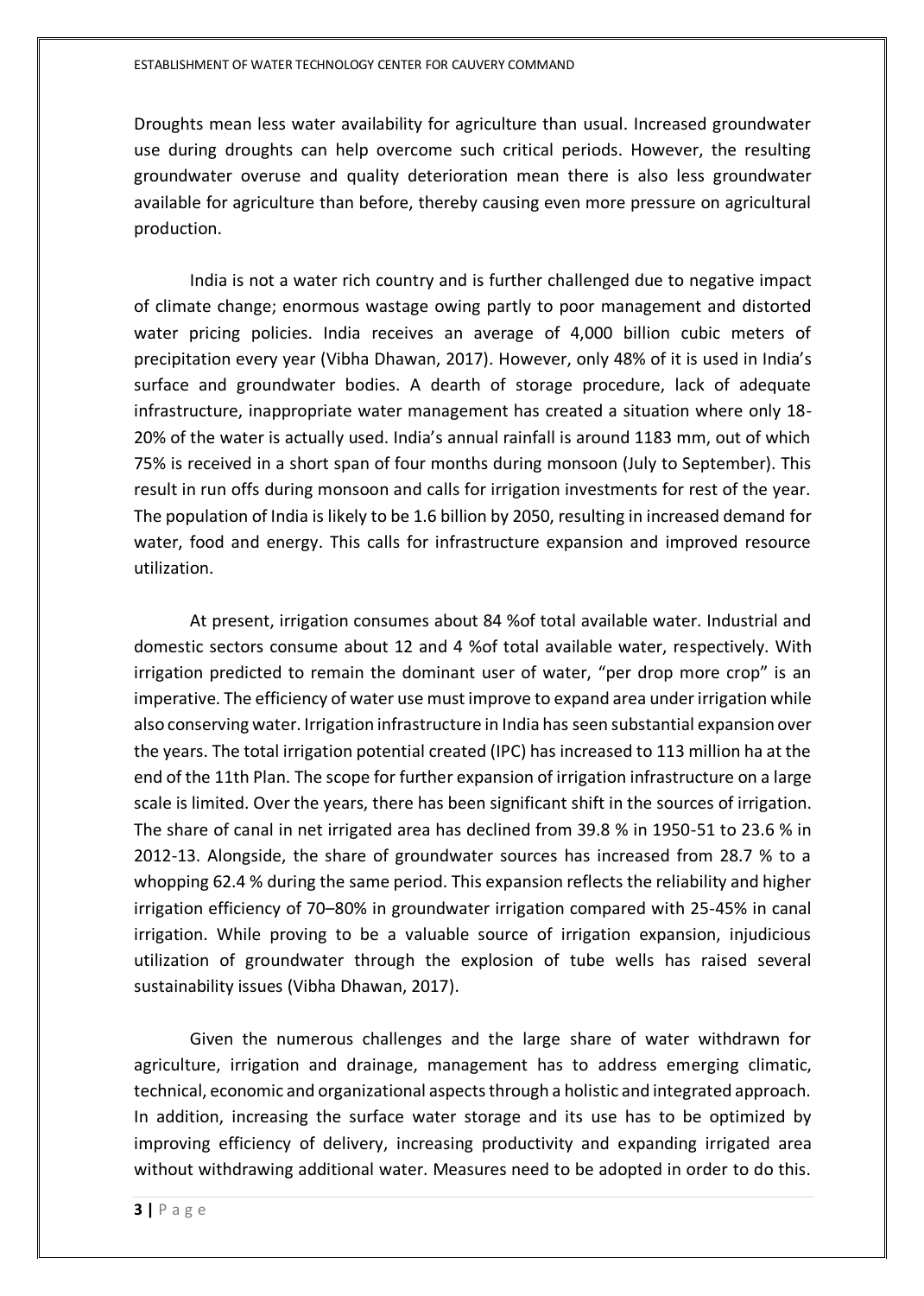Droughts mean less water availability for agriculture than usual. Increased groundwater use during droughts can help overcome such critical periods. However, the resulting groundwater overuse and quality deterioration mean there is also less groundwater available for agriculture than before, thereby causing even more pressure on agricultural production.

India is not a water rich country and is further challenged due to negative impact of climate change; enormous wastage owing partly to poor management and distorted water pricing policies. India receives an average of 4,000 billion cubic meters of precipitation every year (Vibha Dhawan, 2017). However, only 48% of it is used in India's surface and groundwater bodies. A dearth of storage procedure, lack of adequate infrastructure, inappropriate water management has created a situation where only 18-20% of the water is actually used. India's annual rainfall is around 1183 mm, out of which 75% is received in a short span of four months during monsoon (July to September). This result in run offs during monsoon and calls for irrigation investments for rest of the year. The population of India is likely to be 1.6 billion by 2050, resulting in increased demand for water, food and energy. This calls for infrastructure expansion and improved resource utilization.

At present, irrigation consumes about 84 %of total available water. Industrial and domestic sectors consume about 12 and 4 %of total available water, respectively. With irrigation predicted to remain the dominant user of water, "per drop more crop" is an imperative. The efficiency of water use must improve to expand area under irrigation while also conserving water. Irrigation infrastructure in India has seen substantial expansion over the years. The total irrigation potential created (IPC) has increased to 113 million ha at the end of the 11th Plan. The scope for further expansion of irrigation infrastructure on a large scale is limited. Over the years, there has been significant shift in the sources of irrigation. The share of canal in net irrigated area has declined from 39.8 % in 1950-51 to 23.6 % in 2012-13. Alongside, the share of groundwater sources has increased from 28.7 % to a whopping 62.4 % during the same period. This expansion reflects the reliability and higher irrigation efficiency of 70–80% in groundwater irrigation compared with 25-45% in canal irrigation. While proving to be a valuable source of irrigation expansion, injudicious utilization of groundwater through the explosion of tube wells has raised several sustainability issues (Vibha Dhawan, 2017).

Given the numerous challenges and the large share of water withdrawn for agriculture, irrigation and drainage, management has to address emerging climatic, technical, economic and organizational aspects through a holistic and integrated approach. In addition, increasing the surface water storage and its use has to be optimized by improving efficiency of delivery, increasing productivity and expanding irrigated area without withdrawing additional water. Measures need to be adopted in order to do this.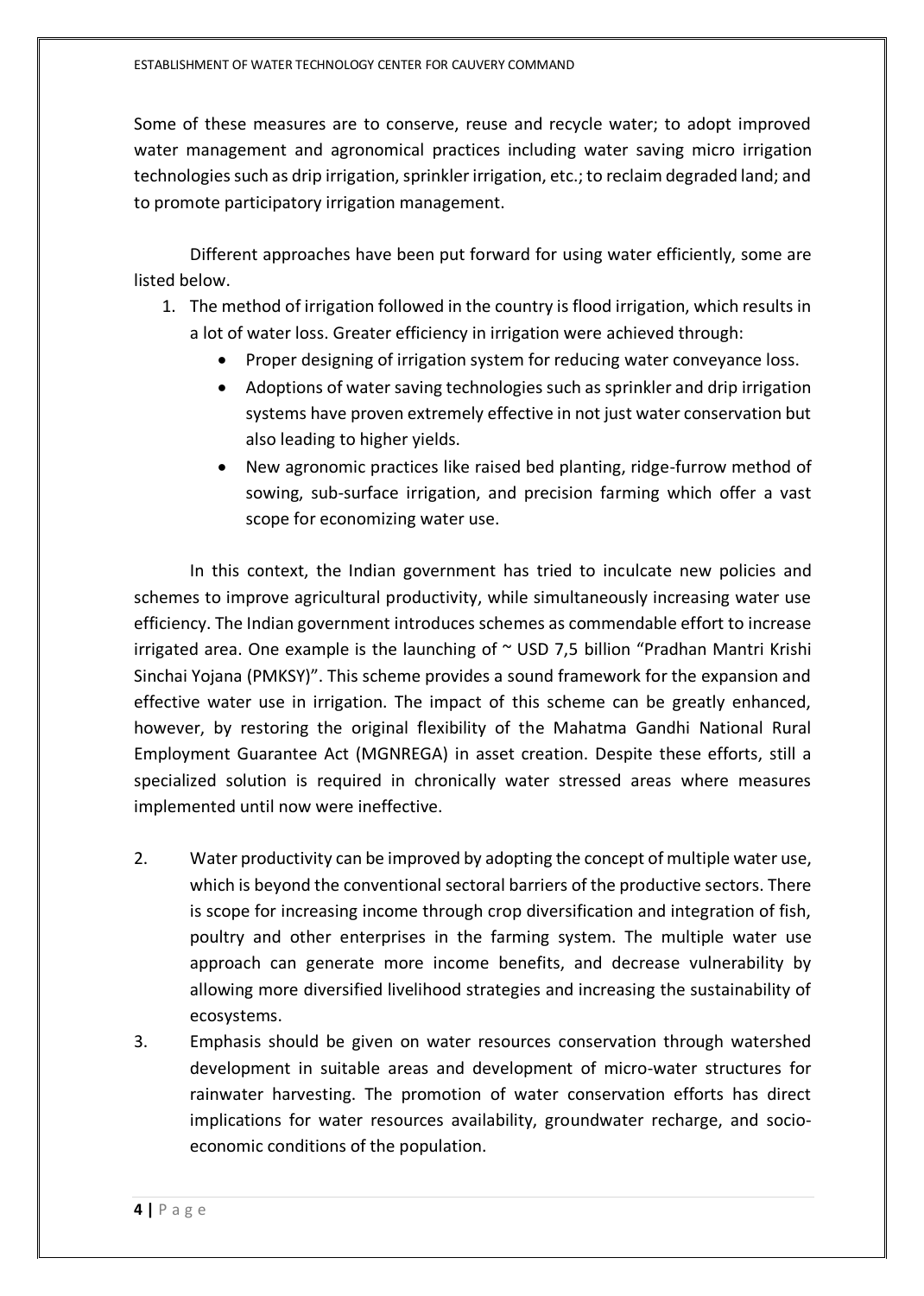Some of these measures are to conserve, reuse and recycle water; to adopt improved water management and agronomical practices including water saving micro irrigation technologies such as drip irrigation, sprinkler irrigation, etc.; to reclaim degraded land; and to promote participatory irrigation management.

Different approaches have been put forward for using water efficiently, some are listed below.

1. The method of irrigation followed in the country is flood irrigation, which results in a lot of water loss. Greater efficiency in irrigation were achieved through:
    - Proper designing of irrigation system for reducing water conveyance loss.
    - Adoptions of water saving technologies such as sprinkler and drip irrigation systems have proven extremely effective in not just water conservation but also leading to higher yields.
    - New agronomic practices like raised bed planting, ridge-furrow method of sowing, sub-surface irrigation, and precision farming which offer a vast scope for economizing water use.

In this context, the Indian government has tried to inculcate new policies and schemes to improve agricultural productivity, while simultaneously increasing water use efficiency. The Indian government introduces schemes as commendable effort to increase irrigated area. One example is the launching of ~ USD 7,5 billion "Pradhan Mantri Krishi Sinchai Yojana (PMKSY)". This scheme provides a sound framework for the expansion and effective water use in irrigation. The impact of this scheme can be greatly enhanced, however, by restoring the original flexibility of the Mahatma Gandhi National Rural Employment Guarantee Act (MGNREGA) in asset creation. Despite these efforts, still a specialized solution is required in chronically water stressed areas where measures implemented until now were ineffective.

2. Water productivity can be improved by adopting the concept of multiple water use, which is beyond the conventional sectoral barriers of the productive sectors. There is scope for increasing income through crop diversification and integration of fish, poultry and other enterprises in the farming system. The multiple water use approach can generate more income benefits, and decrease vulnerability by allowing more diversified livelihood strategies and increasing the sustainability of ecosystems.
3. Emphasis should be given on water resources conservation through watershed development in suitable areas and development of micro-water structures for rainwater harvesting. The promotion of water conservation efforts has direct implications for water resources availability, groundwater recharge, and socio-economic conditions of the population.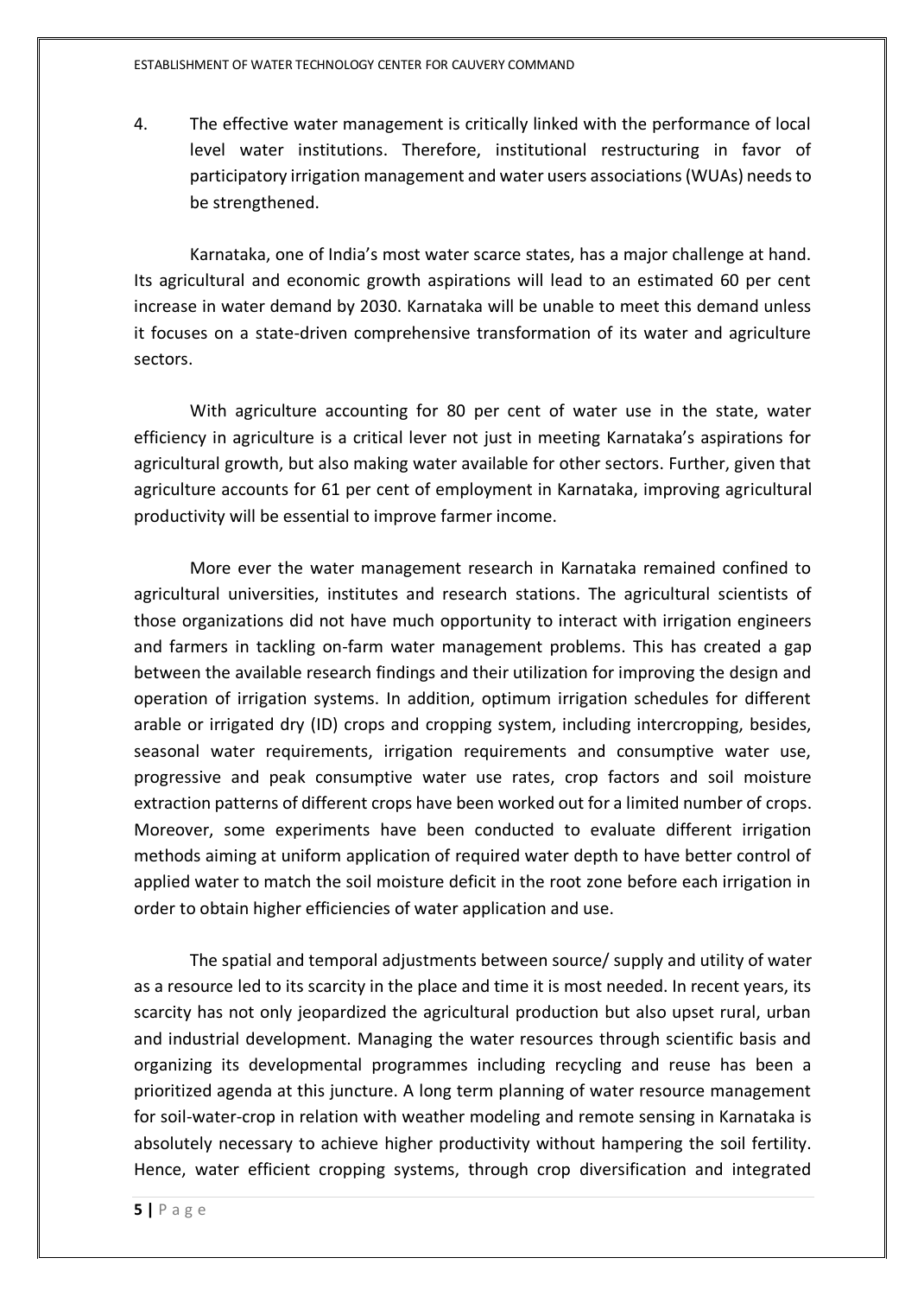4. The effective water management is critically linked with the performance of local level water institutions. Therefore, institutional restructuring in favor of participatory irrigation management and water users associations (WUAs) needs to be strengthened.

Karnataka, one of India's most water scarce states, has a major challenge at hand. Its agricultural and economic growth aspirations will lead to an estimated 60 per cent increase in water demand by 2030. Karnataka will be unable to meet this demand unless it focuses on a state-driven comprehensive transformation of its water and agriculture sectors.

With agriculture accounting for 80 per cent of water use in the state, water efficiency in agriculture is a critical lever not just in meeting Karnataka's aspirations for agricultural growth, but also making water available for other sectors. Further, given that agriculture accounts for 61 per cent of employment in Karnataka, improving agricultural productivity will be essential to improve farmer income.

More ever the water management research in Karnataka remained confined to agricultural universities, institutes and research stations. The agricultural scientists of those organizations did not have much opportunity to interact with irrigation engineers and farmers in tackling on-farm water management problems. This has created a gap between the available research findings and their utilization for improving the design and operation of irrigation systems. In addition, optimum irrigation schedules for different arable or irrigated dry (ID) crops and cropping system, including intercropping, besides, seasonal water requirements, irrigation requirements and consumptive water use, progressive and peak consumptive water use rates, crop factors and soil moisture extraction patterns of different crops have been worked out for a limited number of crops. Moreover, some experiments have been conducted to evaluate different irrigation methods aiming at uniform application of required water depth to have better control of applied water to match the soil moisture deficit in the root zone before each irrigation in order to obtain higher efficiencies of water application and use.

The spatial and temporal adjustments between source/ supply and utility of water as a resource led to its scarcity in the place and time it is most needed. In recent years, its scarcity has not only jeopardized the agricultural production but also upset rural, urban and industrial development. Managing the water resources through scientific basis and organizing its developmental programmes including recycling and reuse has been a prioritized agenda at this juncture. A long term planning of water resource management for soil-water-crop in relation with weather modeling and remote sensing in Karnataka is absolutely necessary to achieve higher productivity without hampering the soil fertility. Hence, water efficient cropping systems, through crop diversification and integrated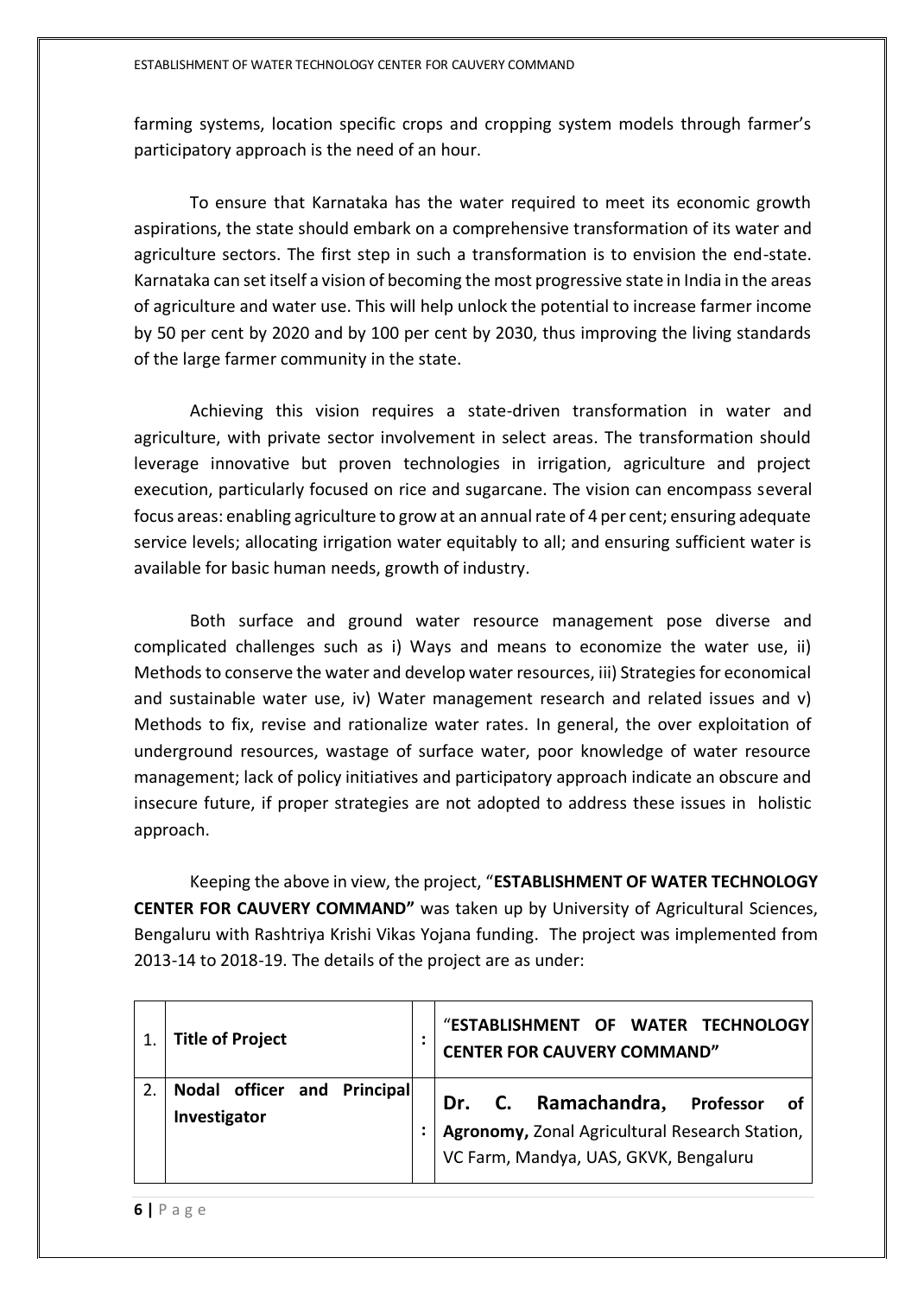farming systems, location specific crops and cropping system models through farmer's participatory approach is the need of an hour.

To ensure that Karnataka has the water required to meet its economic growth aspirations, the state should embark on a comprehensive transformation of its water and agriculture sectors. The first step in such a transformation is to envision the end-state. Karnataka can set itself a vision of becoming the most progressive state in India in the areas of agriculture and water use. This will help unlock the potential to increase farmer income by 50 per cent by 2020 and by 100 per cent by 2030, thus improving the living standards of the large farmer community in the state.

Achieving this vision requires a state-driven transformation in water and agriculture, with private sector involvement in select areas. The transformation should leverage innovative but proven technologies in irrigation, agriculture and project execution, particularly focused on rice and sugarcane. The vision can encompass several focus areas: enabling agriculture to grow at an annual rate of 4 per cent; ensuring adequate service levels; allocating irrigation water equitably to all; and ensuring sufficient water is available for basic human needs, growth of industry.

Both surface and ground water resource management pose diverse and complicated challenges such as i) Ways and means to economize the water use, ii) Methods to conserve the water and develop water resources, iii) Strategies for economical and sustainable water use, iv) Water management research and related issues and v) Methods to fix, revise and rationalize water rates. In general, the over exploitation of underground resources, wastage of surface water, poor knowledge of water resource management; lack of policy initiatives and participatory approach indicate an obscure and insecure future, if proper strategies are not adopted to address these issues in holistic approach.

Keeping the above in view, the project, "**ESTABLISHMENT OF WATER TECHNOLOGY CENTER FOR CAUVERY COMMAND"** was taken up by University of Agricultural Sciences, Bengaluru with Rashtriya Krishi Vikas Yojana funding. The project was implemented from 2013-14 to 2018-19. The details of the project are as under:

| | | | |
|---|---|---|---|
| 1. | **Title of Project** | : | "**ESTABLISHMENT OF WATER TECHNOLOGY CENTER FOR CAUVERY COMMAND"** |
| 2. | **Nodal officer and Principal Investigator** | : | **Dr. C. Ramachandra, Professor of Agronomy,** Zonal Agricultural Research Station, VC Farm, Mandya, UAS, GKVK, Bengaluru |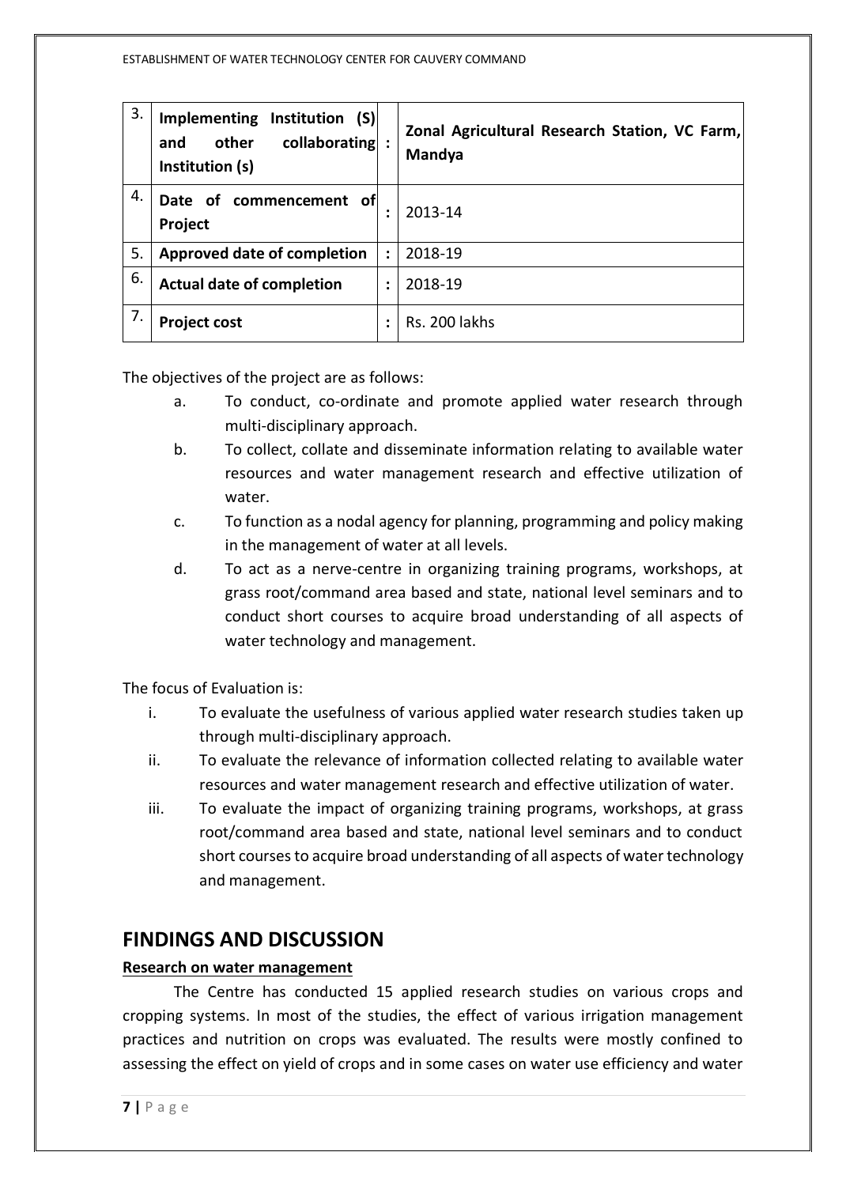| | | | |
|---|---|---|---|
| 3. | **Implementing Institution (S) and other collaborating Institution (s)** | : | **Zonal Agricultural Research Station, VC Farm, Mandya** |
| 4. | **Date of commencement of Project** | : | 2013-14 |
| 5. | **Approved date of completion** | : | 2018-19 |
| 6. | **Actual date of completion** | : | 2018-19 |
| 7. | **Project cost** | : | Rs. 200 lakhs |

The objectives of the project are as follows:

a. To conduct, co-ordinate and promote applied water research through multi-disciplinary approach.

b. To collect, collate and disseminate information relating to available water resources and water management research and effective utilization of water.

c. To function as a nodal agency for planning, programming and policy making in the management of water at all levels.

d. To act as a nerve-centre in organizing training programs, workshops, at grass root/command area based and state, national level seminars and to conduct short courses to acquire broad understanding of all aspects of water technology and management.

The focus of Evaluation is:

i. To evaluate the usefulness of various applied water research studies taken up through multi-disciplinary approach.

ii. To evaluate the relevance of information collected relating to available water resources and water management research and effective utilization of water.

iii. To evaluate the impact of organizing training programs, workshops, at grass root/command area based and state, national level seminars and to conduct short courses to acquire broad understanding of all aspects of water technology and management.

## FINDINGS AND DISCUSSION

**Research on water management**

The Centre has conducted 15 applied research studies on various crops and cropping systems. In most of the studies, the effect of various irrigation management practices and nutrition on crops was evaluated. The results were mostly confined to assessing the effect on yield of crops and in some cases on water use efficiency and water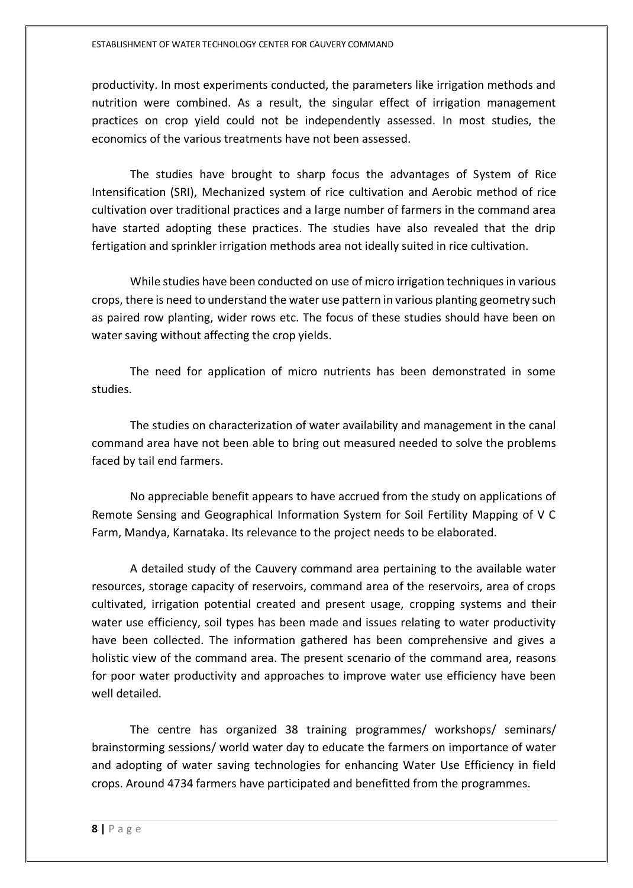productivity. In most experiments conducted, the parameters like irrigation methods and nutrition were combined. As a result, the singular effect of irrigation management practices on crop yield could not be independently assessed. In most studies, the economics of the various treatments have not been assessed.

The studies have brought to sharp focus the advantages of System of Rice Intensification (SRI), Mechanized system of rice cultivation and Aerobic method of rice cultivation over traditional practices and a large number of farmers in the command area have started adopting these practices. The studies have also revealed that the drip fertigation and sprinkler irrigation methods area not ideally suited in rice cultivation.

While studies have been conducted on use of micro irrigation techniques in various crops, there is need to understand the water use pattern in various planting geometry such as paired row planting, wider rows etc. The focus of these studies should have been on water saving without affecting the crop yields.

The need for application of micro nutrients has been demonstrated in some studies.

The studies on characterization of water availability and management in the canal command area have not been able to bring out measured needed to solve the problems faced by tail end farmers.

No appreciable benefit appears to have accrued from the study on applications of Remote Sensing and Geographical Information System for Soil Fertility Mapping of V C Farm, Mandya, Karnataka. Its relevance to the project needs to be elaborated.

A detailed study of the Cauvery command area pertaining to the available water resources, storage capacity of reservoirs, command area of the reservoirs, area of crops cultivated, irrigation potential created and present usage, cropping systems and their water use efficiency, soil types has been made and issues relating to water productivity have been collected. The information gathered has been comprehensive and gives a holistic view of the command area. The present scenario of the command area, reasons for poor water productivity and approaches to improve water use efficiency have been well detailed.

The centre has organized 38 training programmes/ workshops/ seminars/ brainstorming sessions/ world water day to educate the farmers on importance of water and adopting of water saving technologies for enhancing Water Use Efficiency in field crops. Around 4734 farmers have participated and benefitted from the programmes.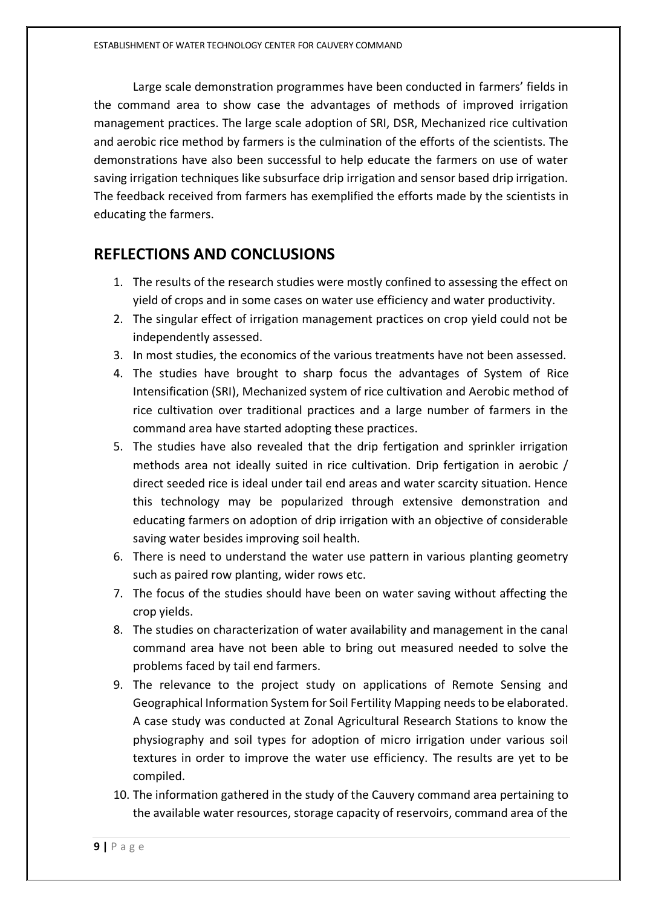Large scale demonstration programmes have been conducted in farmers' fields in the command area to show case the advantages of methods of improved irrigation management practices. The large scale adoption of SRI, DSR, Mechanized rice cultivation and aerobic rice method by farmers is the culmination of the efforts of the scientists. The demonstrations have also been successful to help educate the farmers on use of water saving irrigation techniques like subsurface drip irrigation and sensor based drip irrigation. The feedback received from farmers has exemplified the efforts made by the scientists in educating the farmers.

## REFLECTIONS AND CONCLUSIONS

1. The results of the research studies were mostly confined to assessing the effect on yield of crops and in some cases on water use efficiency and water productivity.
2. The singular effect of irrigation management practices on crop yield could not be independently assessed.
3. In most studies, the economics of the various treatments have not been assessed.
4. The studies have brought to sharp focus the advantages of System of Rice Intensification (SRI), Mechanized system of rice cultivation and Aerobic method of rice cultivation over traditional practices and a large number of farmers in the command area have started adopting these practices.
5. The studies have also revealed that the drip fertigation and sprinkler irrigation methods area not ideally suited in rice cultivation. Drip fertigation in aerobic / direct seeded rice is ideal under tail end areas and water scarcity situation. Hence this technology may be popularized through extensive demonstration and educating farmers on adoption of drip irrigation with an objective of considerable saving water besides improving soil health.
6. There is need to understand the water use pattern in various planting geometry such as paired row planting, wider rows etc.
7. The focus of the studies should have been on water saving without affecting the crop yields.
8. The studies on characterization of water availability and management in the canal command area have not been able to bring out measured needed to solve the problems faced by tail end farmers.
9. The relevance to the project study on applications of Remote Sensing and Geographical Information System for Soil Fertility Mapping needs to be elaborated. A case study was conducted at Zonal Agricultural Research Stations to know the physiography and soil types for adoption of micro irrigation under various soil textures in order to improve the water use efficiency. The results are yet to be compiled.
10. The information gathered in the study of the Cauvery command area pertaining to the available water resources, storage capacity of reservoirs, command area of the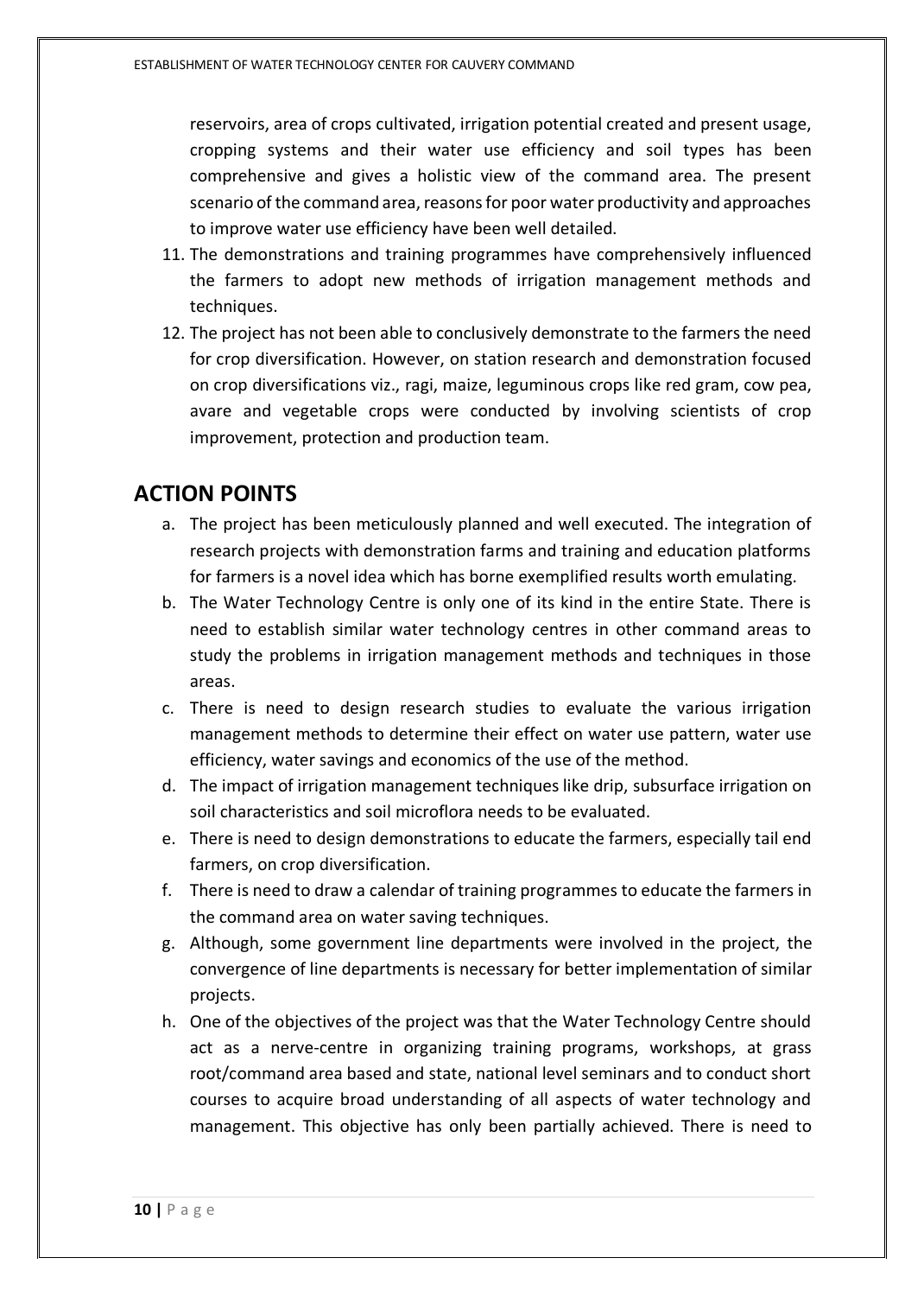reservoirs, area of crops cultivated, irrigation potential created and present usage, cropping systems and their water use efficiency and soil types has been comprehensive and gives a holistic view of the command area. The present scenario of the command area, reasons for poor water productivity and approaches to improve water use efficiency have been well detailed.

11. The demonstrations and training programmes have comprehensively influenced the farmers to adopt new methods of irrigation management methods and techniques.
12. The project has not been able to conclusively demonstrate to the farmers the need for crop diversification. However, on station research and demonstration focused on crop diversifications viz., ragi, maize, leguminous crops like red gram, cow pea, avare and vegetable crops were conducted by involving scientists of crop improvement, protection and production team.

## ACTION POINTS

a. The project has been meticulously planned and well executed. The integration of research projects with demonstration farms and training and education platforms for farmers is a novel idea which has borne exemplified results worth emulating.
b. The Water Technology Centre is only one of its kind in the entire State. There is need to establish similar water technology centres in other command areas to study the problems in irrigation management methods and techniques in those areas.
c. There is need to design research studies to evaluate the various irrigation management methods to determine their effect on water use pattern, water use efficiency, water savings and economics of the use of the method.
d. The impact of irrigation management techniques like drip, subsurface irrigation on soil characteristics and soil microflora needs to be evaluated.
e. There is need to design demonstrations to educate the farmers, especially tail end farmers, on crop diversification.
f. There is need to draw a calendar of training programmes to educate the farmers in the command area on water saving techniques.
g. Although, some government line departments were involved in the project, the convergence of line departments is necessary for better implementation of similar projects.
h. One of the objectives of the project was that the Water Technology Centre should act as a nerve-centre in organizing training programs, workshops, at grass root/command area based and state, national level seminars and to conduct short courses to acquire broad understanding of all aspects of water technology and management. This objective has only been partially achieved. There is need to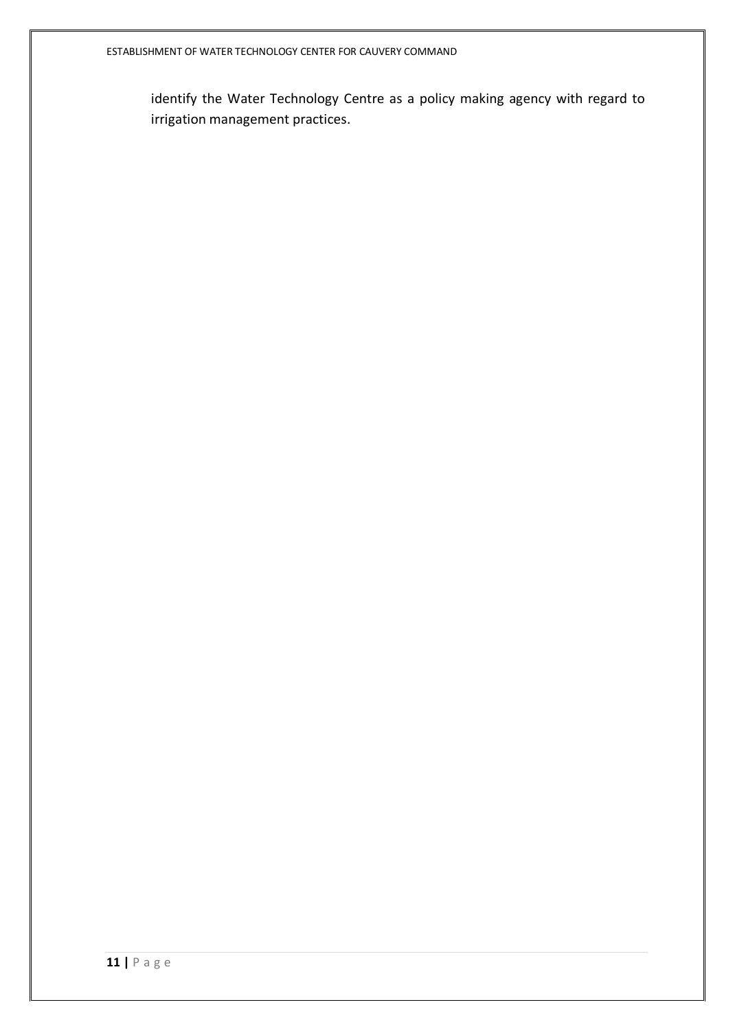identify the Water Technology Centre as a policy making agency with regard to irrigation management practices.